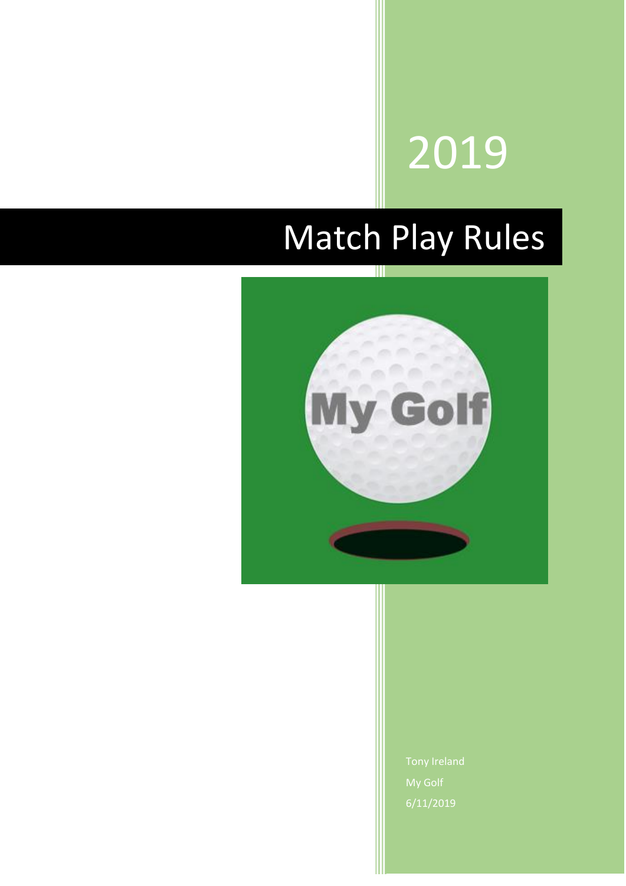2019

# Match Play Rules

Tony Ireland

My Golf

6/11/2019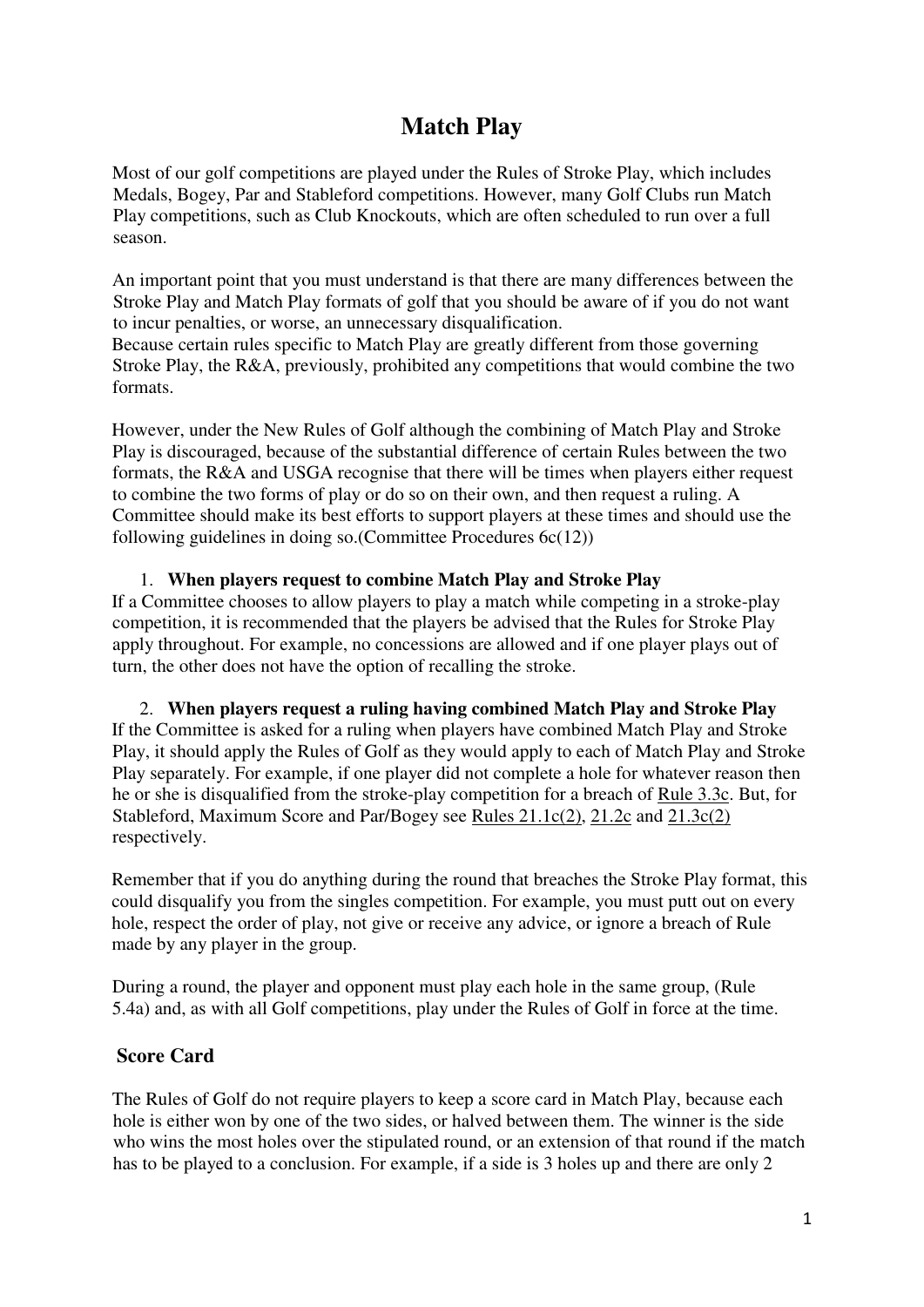# Match Play

Most of our golf competitions are played under the Rules of Stroke Play, which includes Medals, Bogey, Par and Stableford competitions. However, many Golf Clubs run Match Play competitions, such as Club Knockouts, which are often scheduled to run over a full season.

An important point that you must understand is that there are many differences between the Stroke Play and Match Play formats of golf that you should be aware of if you do not want to incur penalties, or worse, an unnecessary disqualification.
Because certain rules specific to Match Play are greatly different from those governing Stroke Play, the R&A, previously, prohibited any competitions that would combine the two formats.

However, under the New Rules of Golf although the combining of Match Play and Stroke Play is discouraged, because of the substantial difference of certain Rules between the two formats, the R&A and USGA recognise that there will be times when players either request to combine the two forms of play or do so on their own, and then request a ruling. A Committee should make its best efforts to support players at these times and should use the following guidelines in doing so.(Committee Procedures 6c(12))

1. **When players request to combine Match Play and Stroke Play**

If a Committee chooses to allow players to play a match while competing in a stroke-play competition, it is recommended that the players be advised that the Rules for Stroke Play apply throughout. For example, no concessions are allowed and if one player plays out of turn, the other does not have the option of recalling the stroke.

2. **When players request a ruling having combined Match Play and Stroke Play**

If the Committee is asked for a ruling when players have combined Match Play and Stroke Play, it should apply the Rules of Golf as they would apply to each of Match Play and Stroke Play separately. For example, if one player did not complete a hole for whatever reason then he or she is disqualified from the stroke-play competition for a breach of Rule 3.3c. But, for Stableford, Maximum Score and Par/Bogey see Rules 21.1c(2), 21.2c and 21.3c(2) respectively.

Remember that if you do anything during the round that breaches the Stroke Play format, this could disqualify you from the singles competition. For example, you must putt out on every hole, respect the order of play, not give or receive any advice, or ignore a breach of Rule made by any player in the group.

During a round, the player and opponent must play each hole in the same group, (Rule 5.4a) and, as with all Golf competitions, play under the Rules of Golf in force at the time.

## Score Card

The Rules of Golf do not require players to keep a score card in Match Play, because each hole is either won by one of the two sides, or halved between them. The winner is the side who wins the most holes over the stipulated round, or an extension of that round if the match has to be played to a conclusion. For example, if a side is 3 holes up and there are only 2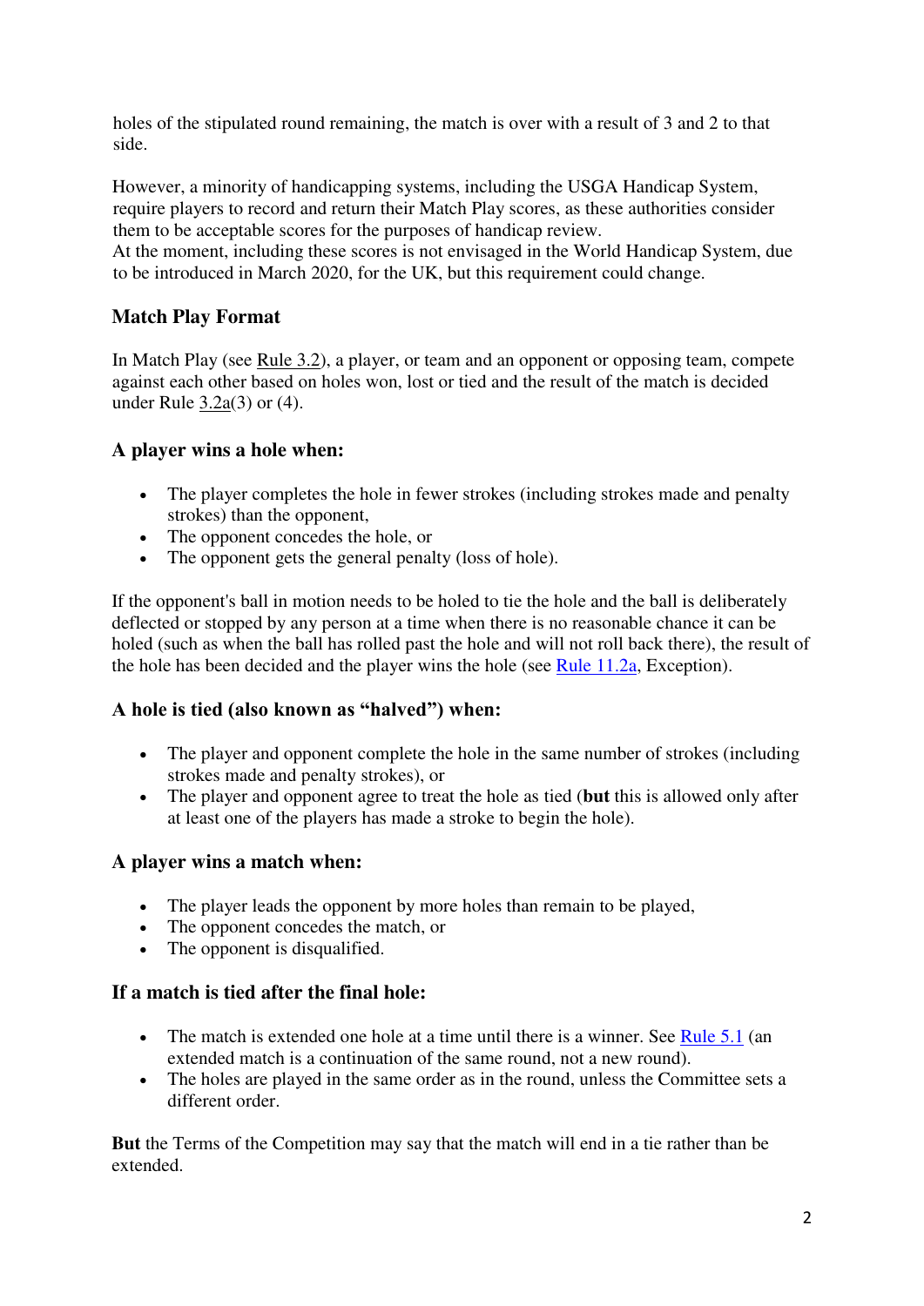holes of the stipulated round remaining, the match is over with a result of 3 and 2 to that side.

However, a minority of handicapping systems, including the USGA Handicap System, require players to record and return their Match Play scores, as these authorities consider them to be acceptable scores for the purposes of handicap review.
At the moment, including these scores is not envisaged in the World Handicap System, due to be introduced in March 2020, for the UK, but this requirement could change.

### Match Play Format

In Match Play (see Rule 3.2), a player, or team and an opponent or opposing team, compete against each other based on holes won, lost or tied and the result of the match is decided under Rule 3.2a(3) or (4).

### A player wins a hole when:

- The player completes the hole in fewer strokes (including strokes made and penalty strokes) than the opponent,
- The opponent concedes the hole, or
- The opponent gets the general penalty (loss of hole).

If the opponent's ball in motion needs to be holed to tie the hole and the ball is deliberately deflected or stopped by any person at a time when there is no reasonable chance it can be holed (such as when the ball has rolled past the hole and will not roll back there), the result of the hole has been decided and the player wins the hole (see Rule 11.2a, Exception).

### A hole is tied (also known as "halved") when:

- The player and opponent complete the hole in the same number of strokes (including strokes made and penalty strokes), or
- The player and opponent agree to treat the hole as tied (**but** this is allowed only after at least one of the players has made a stroke to begin the hole).

### A player wins a match when:

- The player leads the opponent by more holes than remain to be played,
- The opponent concedes the match, or
- The opponent is disqualified.

### If a match is tied after the final hole:

- The match is extended one hole at a time until there is a winner. See Rule 5.1 (an extended match is a continuation of the same round, not a new round).
- The holes are played in the same order as in the round, unless the Committee sets a different order.

**But** the Terms of the Competition may say that the match will end in a tie rather than be extended.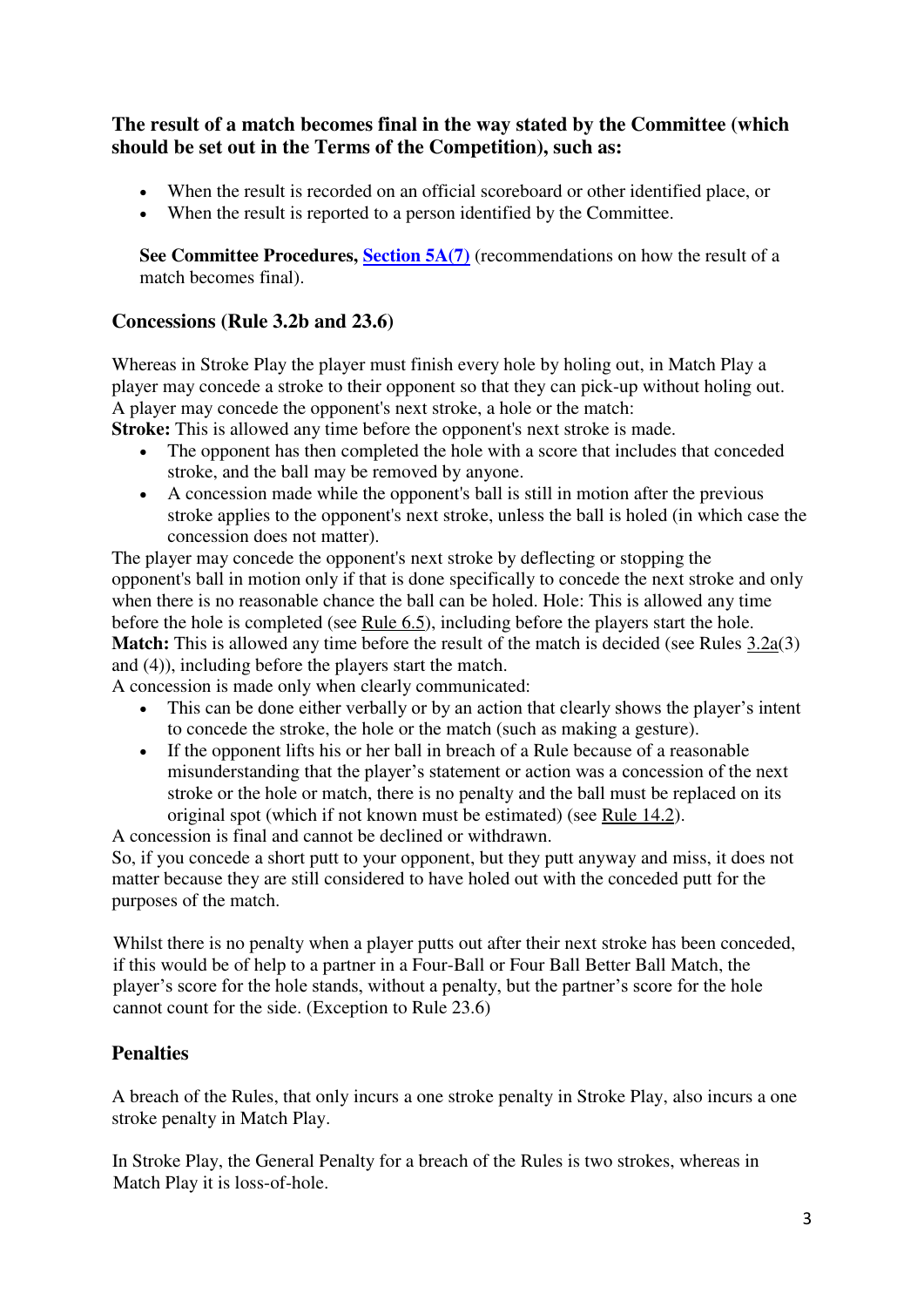**The result of a match becomes final in the way stated by the Committee (which should be set out in the Terms of the Competition), such as:**

- When the result is recorded on an official scoreboard or other identified place, or
- When the result is reported to a person identified by the Committee.

**See Committee Procedures, Section 5A(7)** (recommendations on how the result of a match becomes final).

## Concessions (Rule 3.2b and 23.6)

Whereas in Stroke Play the player must finish every hole by holing out, in Match Play a player may concede a stroke to their opponent so that they can pick-up without holing out. A player may concede the opponent's next stroke, a hole or the match:

**Stroke:** This is allowed any time before the opponent's next stroke is made.

- The opponent has then completed the hole with a score that includes that conceded stroke, and the ball may be removed by anyone.
- A concession made while the opponent's ball is still in motion after the previous stroke applies to the opponent's next stroke, unless the ball is holed (in which case the concession does not matter).

The player may concede the opponent's next stroke by deflecting or stopping the opponent's ball in motion only if that is done specifically to concede the next stroke and only when there is no reasonable chance the ball can be holed. Hole: This is allowed any time before the hole is completed (see Rule 6.5), including before the players start the hole.

**Match:** This is allowed any time before the result of the match is decided (see Rules 3.2a(3) and (4)), including before the players start the match.

A concession is made only when clearly communicated:

- This can be done either verbally or by an action that clearly shows the player's intent to concede the stroke, the hole or the match (such as making a gesture).
- If the opponent lifts his or her ball in breach of a Rule because of a reasonable misunderstanding that the player's statement or action was a concession of the next stroke or the hole or match, there is no penalty and the ball must be replaced on its original spot (which if not known must be estimated) (see Rule 14.2).

A concession is final and cannot be declined or withdrawn.

So, if you concede a short putt to your opponent, but they putt anyway and miss, it does not matter because they are still considered to have holed out with the conceded putt for the purposes of the match.

Whilst there is no penalty when a player putts out after their next stroke has been conceded, if this would be of help to a partner in a Four-Ball or Four Ball Better Ball Match, the player's score for the hole stands, without a penalty, but the partner's score for the hole cannot count for the side. (Exception to Rule 23.6)

## Penalties

A breach of the Rules, that only incurs a one stroke penalty in Stroke Play, also incurs a one stroke penalty in Match Play.

In Stroke Play, the General Penalty for a breach of the Rules is two strokes, whereas in Match Play it is loss-of-hole.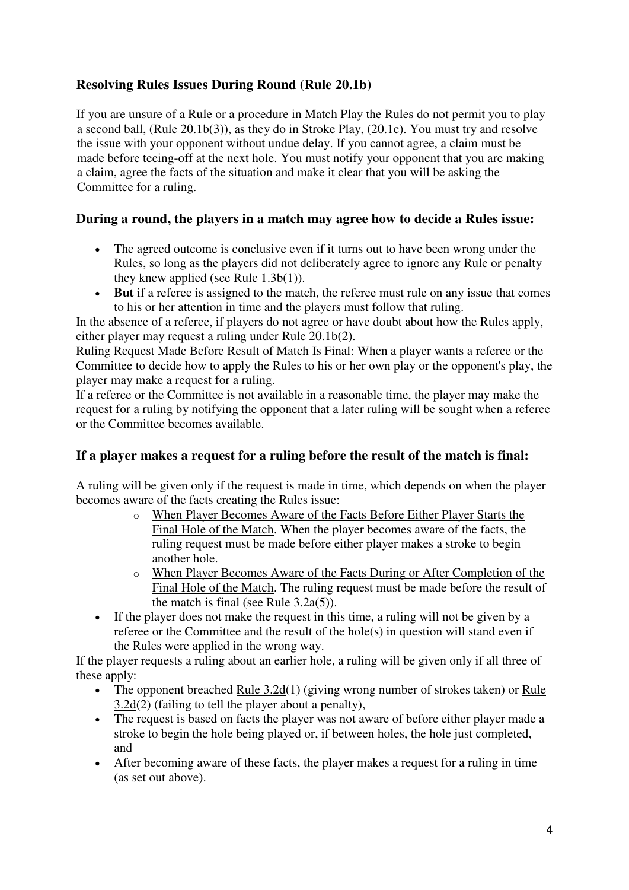### Resolving Rules Issues During Round (Rule 20.1b)

If you are unsure of a Rule or a procedure in Match Play the Rules do not permit you to play a second ball, (Rule 20.1b(3)), as they do in Stroke Play, (20.1c). You must try and resolve the issue with your opponent without undue delay. If you cannot agree, a claim must be made before teeing-off at the next hole. You must notify your opponent that you are making a claim, agree the facts of the situation and make it clear that you will be asking the Committee for a ruling.

### During a round, the players in a match may agree how to decide a Rules issue:

- The agreed outcome is conclusive even if it turns out to have been wrong under the Rules, so long as the players did not deliberately agree to ignore any Rule or penalty they knew applied (see Rule 1.3b(1)).
- **But** if a referee is assigned to the match, the referee must rule on any issue that comes to his or her attention in time and the players must follow that ruling.

In the absence of a referee, if players do not agree or have doubt about how the Rules apply, either player may request a ruling under Rule 20.1b(2).

Ruling Request Made Before Result of Match Is Final: When a player wants a referee or the Committee to decide how to apply the Rules to his or her own play or the opponent's play, the player may make a request for a ruling.

If a referee or the Committee is not available in a reasonable time, the player may make the request for a ruling by notifying the opponent that a later ruling will be sought when a referee or the Committee becomes available.

### If a player makes a request for a ruling before the result of the match is final:

A ruling will be given only if the request is made in time, which depends on when the player becomes aware of the facts creating the Rules issue:

- When Player Becomes Aware of the Facts Before Either Player Starts the Final Hole of the Match. When the player becomes aware of the facts, the ruling request must be made before either player makes a stroke to begin another hole.
- When Player Becomes Aware of the Facts During or After Completion of the Final Hole of the Match. The ruling request must be made before the result of the match is final (see Rule 3.2a(5)).

- If the player does not make the request in this time, a ruling will not be given by a referee or the Committee and the result of the hole(s) in question will stand even if the Rules were applied in the wrong way.

If the player requests a ruling about an earlier hole, a ruling will be given only if all three of these apply:

- The opponent breached Rule 3.2d(1) (giving wrong number of strokes taken) or Rule 3.2d(2) (failing to tell the player about a penalty),
- The request is based on facts the player was not aware of before either player made a stroke to begin the hole being played or, if between holes, the hole just completed, and
- After becoming aware of these facts, the player makes a request for a ruling in time (as set out above).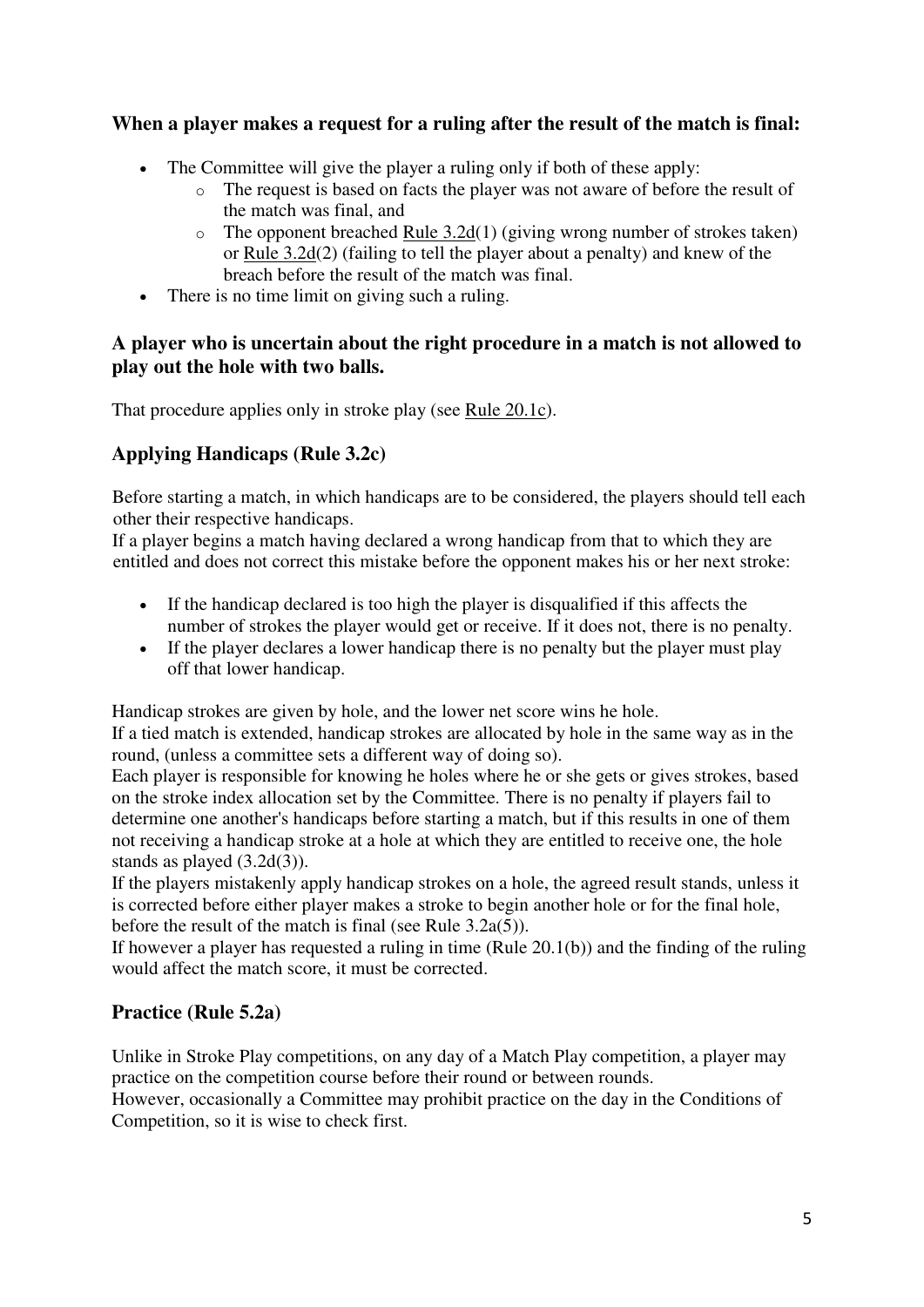### When a player makes a request for a ruling after the result of the match is final:

- The Committee will give the player a ruling only if both of these apply:
  - The request is based on facts the player was not aware of before the result of the match was final, and
  - The opponent breached Rule 3.2d(1) (giving wrong number of strokes taken) or Rule 3.2d(2) (failing to tell the player about a penalty) and knew of the breach before the result of the match was final.
- There is no time limit on giving such a ruling.

### A player who is uncertain about the right procedure in a match is not allowed to play out the hole with two balls.

That procedure applies only in stroke play (see Rule 20.1c).

## Applying Handicaps (Rule 3.2c)

Before starting a match, in which handicaps are to be considered, the players should tell each other their respective handicaps.
If a player begins a match having declared a wrong handicap from that to which they are entitled and does not correct this mistake before the opponent makes his or her next stroke:

- If the handicap declared is too high the player is disqualified if this affects the number of strokes the player would get or receive. If it does not, there is no penalty.
- If the player declares a lower handicap there is no penalty but the player must play off that lower handicap.

Handicap strokes are given by hole, and the lower net score wins he hole.
If a tied match is extended, handicap strokes are allocated by hole in the same way as in the round, (unless a committee sets a different way of doing so).
Each player is responsible for knowing he holes where he or she gets or gives strokes, based on the stroke index allocation set by the Committee. There is no penalty if players fail to determine one another's handicaps before starting a match, but if this results in one of them not receiving a handicap stroke at a hole at which they are entitled to receive one, the hole stands as played (3.2d(3)).
If the players mistakenly apply handicap strokes on a hole, the agreed result stands, unless it is corrected before either player makes a stroke to begin another hole or for the final hole, before the result of the match is final (see Rule 3.2a(5)).
If however a player has requested a ruling in time (Rule 20.1(b)) and the finding of the ruling would affect the match score, it must be corrected.

## Practice (Rule 5.2a)

Unlike in Stroke Play competitions, on any day of a Match Play competition, a player may practice on the competition course before their round or between rounds.
However, occasionally a Committee may prohibit practice on the day in the Conditions of Competition, so it is wise to check first.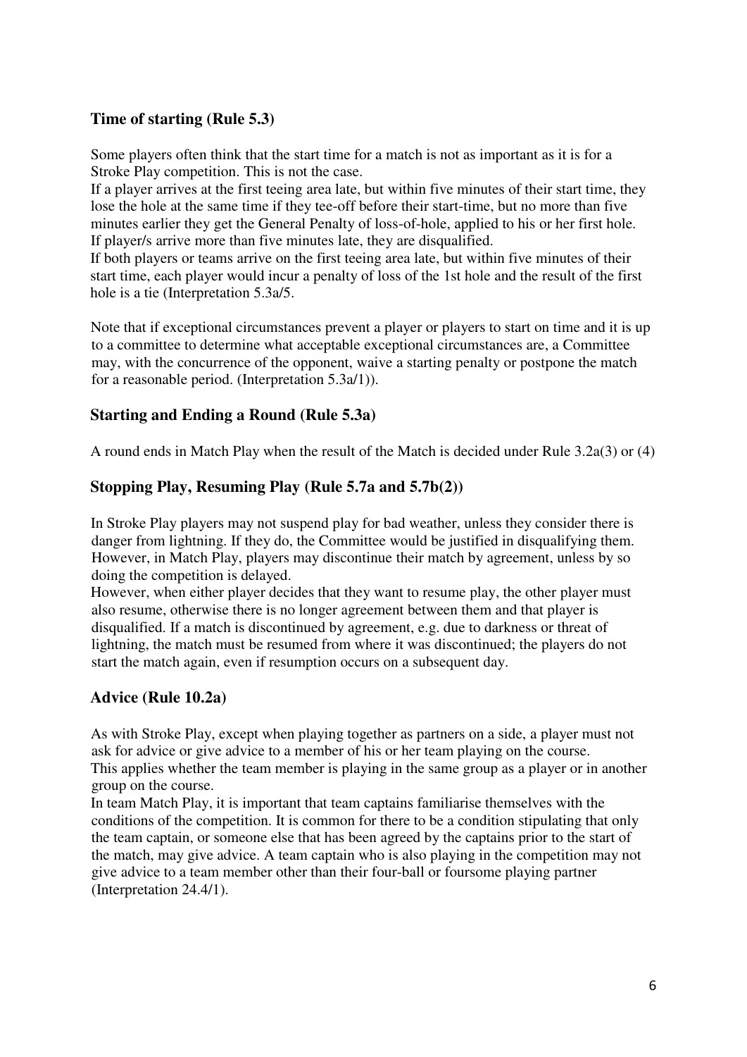### Time of starting (Rule 5.3)

Some players often think that the start time for a match is not as important as it is for a Stroke Play competition. This is not the case.

If a player arrives at the first teeing area late, but within five minutes of their start time, they lose the hole at the same time if they tee-off before their start-time, but no more than five minutes earlier they get the General Penalty of loss-of-hole, applied to his or her first hole. If player/s arrive more than five minutes late, they are disqualified.

If both players or teams arrive on the first teeing area late, but within five minutes of their start time, each player would incur a penalty of loss of the 1st hole and the result of the first hole is a tie (Interpretation 5.3a/5.

Note that if exceptional circumstances prevent a player or players to start on time and it is up to a committee to determine what acceptable exceptional circumstances are, a Committee may, with the concurrence of the opponent, waive a starting penalty or postpone the match for a reasonable period. (Interpretation 5.3a/1)).

### Starting and Ending a Round (Rule 5.3a)

A round ends in Match Play when the result of the Match is decided under Rule 3.2a(3) or (4)

### Stopping Play, Resuming Play (Rule 5.7a and 5.7b(2))

In Stroke Play players may not suspend play for bad weather, unless they consider there is danger from lightning. If they do, the Committee would be justified in disqualifying them. However, in Match Play, players may discontinue their match by agreement, unless by so doing the competition is delayed.

However, when either player decides that they want to resume play, the other player must also resume, otherwise there is no longer agreement between them and that player is disqualified. If a match is discontinued by agreement, e.g. due to darkness or threat of lightning, the match must be resumed from where it was discontinued; the players do not start the match again, even if resumption occurs on a subsequent day.

### Advice (Rule 10.2a)

As with Stroke Play, except when playing together as partners on a side, a player must not ask for advice or give advice to a member of his or her team playing on the course.

This applies whether the team member is playing in the same group as a player or in another group on the course.

In team Match Play, it is important that team captains familiarise themselves with the conditions of the competition. It is common for there to be a condition stipulating that only the team captain, or someone else that has been agreed by the captains prior to the start of the match, may give advice. A team captain who is also playing in the competition may not give advice to a team member other than their four-ball or foursome playing partner (Interpretation 24.4/1).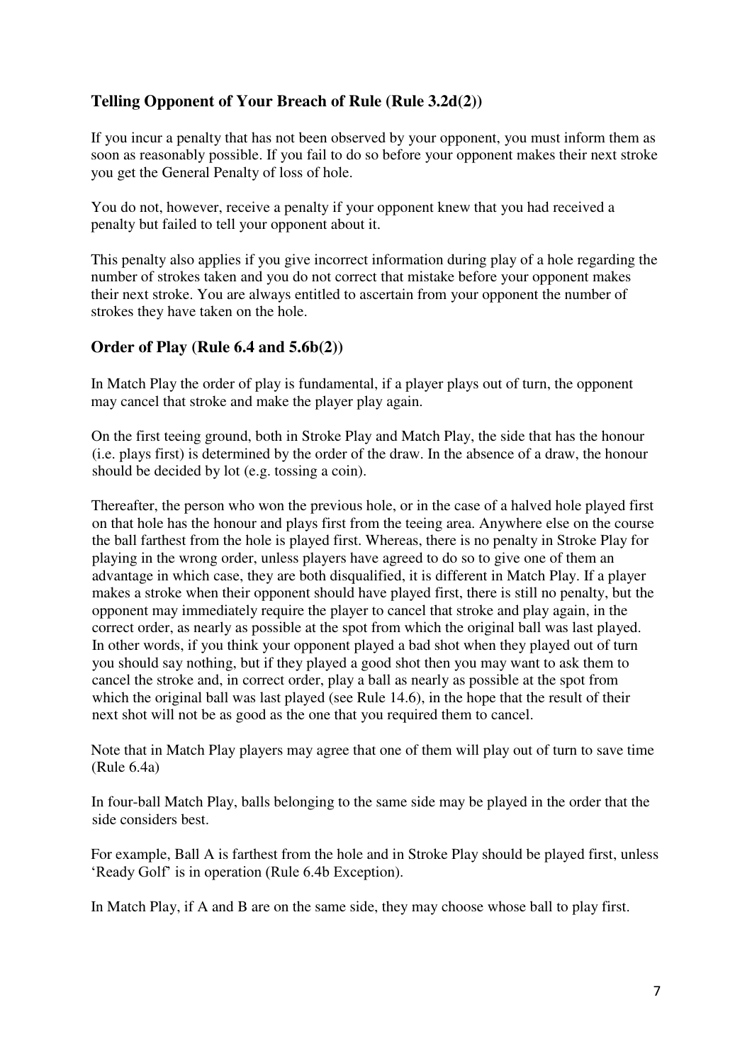### Telling Opponent of Your Breach of Rule (Rule 3.2d(2))

If you incur a penalty that has not been observed by your opponent, you must inform them as soon as reasonably possible. If you fail to do so before your opponent makes their next stroke you get the General Penalty of loss of hole.

You do not, however, receive a penalty if your opponent knew that you had received a penalty but failed to tell your opponent about it.

This penalty also applies if you give incorrect information during play of a hole regarding the number of strokes taken and you do not correct that mistake before your opponent makes their next stroke. You are always entitled to ascertain from your opponent the number of strokes they have taken on the hole.

### Order of Play (Rule 6.4 and 5.6b(2))

In Match Play the order of play is fundamental, if a player plays out of turn, the opponent may cancel that stroke and make the player play again.

On the first teeing ground, both in Stroke Play and Match Play, the side that has the honour (i.e. plays first) is determined by the order of the draw. In the absence of a draw, the honour should be decided by lot (e.g. tossing a coin).

Thereafter, the person who won the previous hole, or in the case of a halved hole played first on that hole has the honour and plays first from the teeing area. Anywhere else on the course the ball farthest from the hole is played first. Whereas, there is no penalty in Stroke Play for playing in the wrong order, unless players have agreed to do so to give one of them an advantage in which case, they are both disqualified, it is different in Match Play. If a player makes a stroke when their opponent should have played first, there is still no penalty, but the opponent may immediately require the player to cancel that stroke and play again, in the correct order, as nearly as possible at the spot from which the original ball was last played. In other words, if you think your opponent played a bad shot when they played out of turn you should say nothing, but if they played a good shot then you may want to ask them to cancel the stroke and, in correct order, play a ball as nearly as possible at the spot from which the original ball was last played (see Rule 14.6), in the hope that the result of their next shot will not be as good as the one that you required them to cancel.

Note that in Match Play players may agree that one of them will play out of turn to save time (Rule 6.4a)

In four-ball Match Play, balls belonging to the same side may be played in the order that the side considers best.

For example, Ball A is farthest from the hole and in Stroke Play should be played first, unless 'Ready Golf' is in operation (Rule 6.4b Exception).

In Match Play, if A and B are on the same side, they may choose whose ball to play first.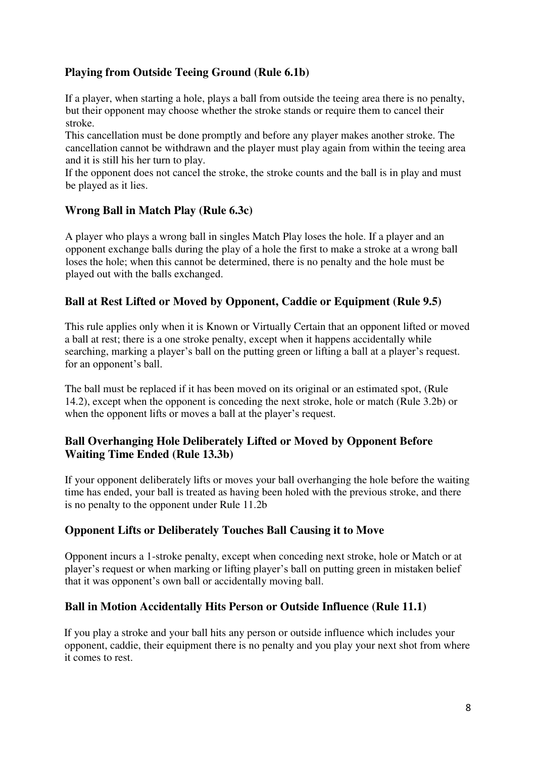### Playing from Outside Teeing Ground (Rule 6.1b)

If a player, when starting a hole, plays a ball from outside the teeing area there is no penalty, but their opponent may choose whether the stroke stands or require them to cancel their stroke.
This cancellation must be done promptly and before any player makes another stroke. The cancellation cannot be withdrawn and the player must play again from within the teeing area and it is still his her turn to play.
If the opponent does not cancel the stroke, the stroke counts and the ball is in play and must be played as it lies.

### Wrong Ball in Match Play (Rule 6.3c)

A player who plays a wrong ball in singles Match Play loses the hole. If a player and an opponent exchange balls during the play of a hole the first to make a stroke at a wrong ball loses the hole; when this cannot be determined, there is no penalty and the hole must be played out with the balls exchanged.

### Ball at Rest Lifted or Moved by Opponent, Caddie or Equipment (Rule 9.5)

This rule applies only when it is Known or Virtually Certain that an opponent lifted or moved a ball at rest; there is a one stroke penalty, except when it happens accidentally while searching, marking a player's ball on the putting green or lifting a ball at a player's request. for an opponent's ball.

The ball must be replaced if it has been moved on its original or an estimated spot, (Rule 14.2), except when the opponent is conceding the next stroke, hole or match (Rule 3.2b) or when the opponent lifts or moves a ball at the player's request.

### Ball Overhanging Hole Deliberately Lifted or Moved by Opponent Before Waiting Time Ended (Rule 13.3b)

If your opponent deliberately lifts or moves your ball overhanging the hole before the waiting time has ended, your ball is treated as having been holed with the previous stroke, and there is no penalty to the opponent under Rule 11.2b

### Opponent Lifts or Deliberately Touches Ball Causing it to Move

Opponent incurs a 1-stroke penalty, except when conceding next stroke, hole or Match or at player's request or when marking or lifting player's ball on putting green in mistaken belief that it was opponent's own ball or accidentally moving ball.

### Ball in Motion Accidentally Hits Person or Outside Influence (Rule 11.1)

If you play a stroke and your ball hits any person or outside influence which includes your opponent, caddie, their equipment there is no penalty and you play your next shot from where it comes to rest.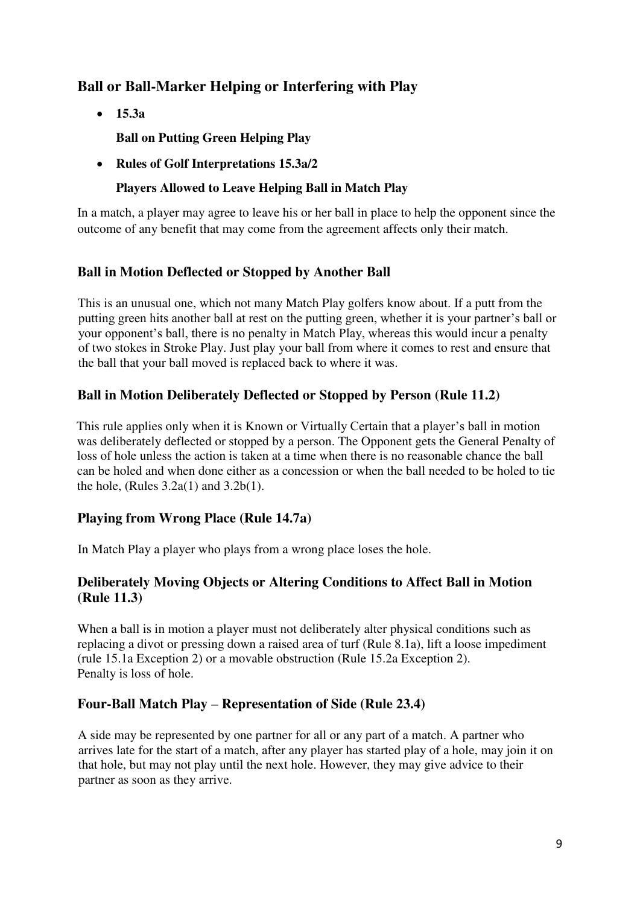## Ball or Ball-Marker Helping or Interfering with Play

- **15.3a**

  **Ball on Putting Green Helping Play**

- **Rules of Golf Interpretations 15.3a/2**

  **Players Allowed to Leave Helping Ball in Match Play**

In a match, a player may agree to leave his or her ball in place to help the opponent since the outcome of any benefit that may come from the agreement affects only their match.

## Ball in Motion Deflected or Stopped by Another Ball

This is an unusual one, which not many Match Play golfers know about. If a putt from the putting green hits another ball at rest on the putting green, whether it is your partner's ball or your opponent's ball, there is no penalty in Match Play, whereas this would incur a penalty of two stokes in Stroke Play. Just play your ball from where it comes to rest and ensure that the ball that your ball moved is replaced back to where it was.

## Ball in Motion Deliberately Deflected or Stopped by Person (Rule 11.2)

This rule applies only when it is Known or Virtually Certain that a player's ball in motion was deliberately deflected or stopped by a person. The Opponent gets the General Penalty of loss of hole unless the action is taken at a time when there is no reasonable chance the ball can be holed and when done either as a concession or when the ball needed to be holed to tie the hole, (Rules 3.2a(1) and 3.2b(1).

## Playing from Wrong Place (Rule 14.7a)

In Match Play a player who plays from a wrong place loses the hole.

## Deliberately Moving Objects or Altering Conditions to Affect Ball in Motion (Rule 11.3)

When a ball is in motion a player must not deliberately alter physical conditions such as replacing a divot or pressing down a raised area of turf (Rule 8.1a), lift a loose impediment (rule 15.1a Exception 2) or a movable obstruction (Rule 15.2a Exception 2).
Penalty is loss of hole.

## Four-Ball Match Play – Representation of Side (Rule 23.4)

A side may be represented by one partner for all or any part of a match. A partner who arrives late for the start of a match, after any player has started play of a hole, may join it on that hole, but may not play until the next hole. However, they may give advice to their partner as soon as they arrive.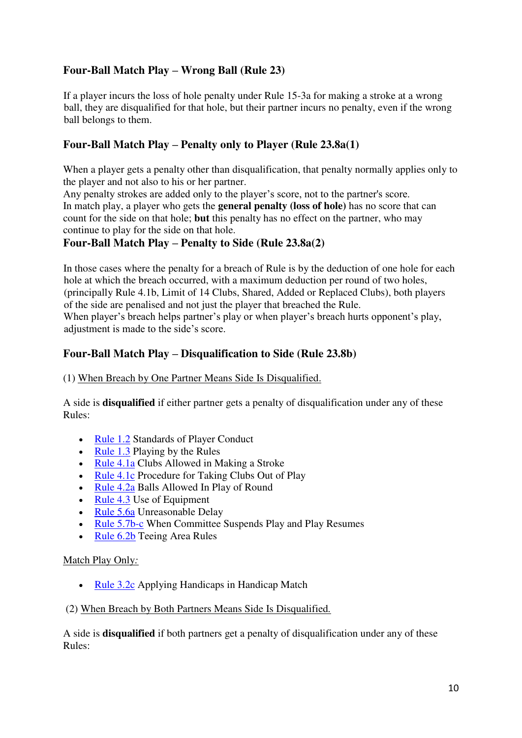## Four-Ball Match Play – Wrong Ball (Rule 23)

If a player incurs the loss of hole penalty under Rule 15-3a for making a stroke at a wrong ball, they are disqualified for that hole, but their partner incurs no penalty, even if the wrong ball belongs to them.

## Four-Ball Match Play – Penalty only to Player (Rule 23.8a(1)

When a player gets a penalty other than disqualification, that penalty normally applies only to the player and not also to his or her partner.
Any penalty strokes are added only to the player's score, not to the partner's score.
In match play, a player who gets the **general penalty (loss of hole)** has no score that can count for the side on that hole; **but** this penalty has no effect on the partner, who may continue to play for the side on that hole.

## Four-Ball Match Play – Penalty to Side (Rule 23.8a(2)

In those cases where the penalty for a breach of Rule is by the deduction of one hole for each hole at which the breach occurred, with a maximum deduction per round of two holes, (principally Rule 4.1b, Limit of 14 Clubs, Shared, Added or Replaced Clubs), both players of the side are penalised and not just the player that breached the Rule.
When player's breach helps partner's play or when player's breach hurts opponent's play, adjustment is made to the side's score.

## Four-Ball Match Play – Disqualification to Side (Rule 23.8b)

(1) When Breach by One Partner Means Side Is Disqualified.

A side is **disqualified** if either partner gets a penalty of disqualification under any of these Rules:

- Rule 1.2 Standards of Player Conduct
- Rule 1.3 Playing by the Rules
- Rule 4.1a Clubs Allowed in Making a Stroke
- Rule 4.1c Procedure for Taking Clubs Out of Play
- Rule 4.2a Balls Allowed In Play of Round
- Rule 4.3 Use of Equipment
- Rule 5.6a Unreasonable Delay
- Rule 5.7b-c When Committee Suspends Play and Play Resumes
- Rule 6.2b Teeing Area Rules

Match Play Only:

- Rule 3.2c Applying Handicaps in Handicap Match

(2) When Breach by Both Partners Means Side Is Disqualified.

A side is **disqualified** if both partners get a penalty of disqualification under any of these Rules: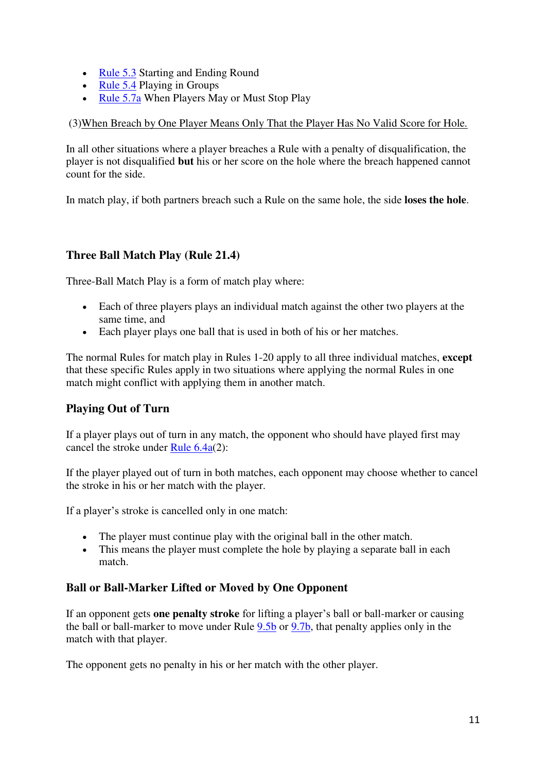- Rule 5.3 Starting and Ending Round
- Rule 5.4 Playing in Groups
- Rule 5.7a When Players May or Must Stop Play

(3)When Breach by One Player Means Only That the Player Has No Valid Score for Hole.

In all other situations where a player breaches a Rule with a penalty of disqualification, the player is not disqualified **but** his or her score on the hole where the breach happened cannot count for the side.

In match play, if both partners breach such a Rule on the same hole, the side **loses the hole**.

### Three Ball Match Play (Rule 21.4)

Three-Ball Match Play is a form of match play where:

- Each of three players plays an individual match against the other two players at the same time, and
- Each player plays one ball that is used in both of his or her matches.

The normal Rules for match play in Rules 1-20 apply to all three individual matches, **except** that these specific Rules apply in two situations where applying the normal Rules in one match might conflict with applying them in another match.

### Playing Out of Turn

If a player plays out of turn in any match, the opponent who should have played first may cancel the stroke under Rule 6.4a(2):

If the player played out of turn in both matches, each opponent may choose whether to cancel the stroke in his or her match with the player.

If a player's stroke is cancelled only in one match:

- The player must continue play with the original ball in the other match.
- This means the player must complete the hole by playing a separate ball in each match.

### Ball or Ball-Marker Lifted or Moved by One Opponent

If an opponent gets **one penalty stroke** for lifting a player's ball or ball-marker or causing the ball or ball-marker to move under Rule 9.5b or 9.7b, that penalty applies only in the match with that player.

The opponent gets no penalty in his or her match with the other player.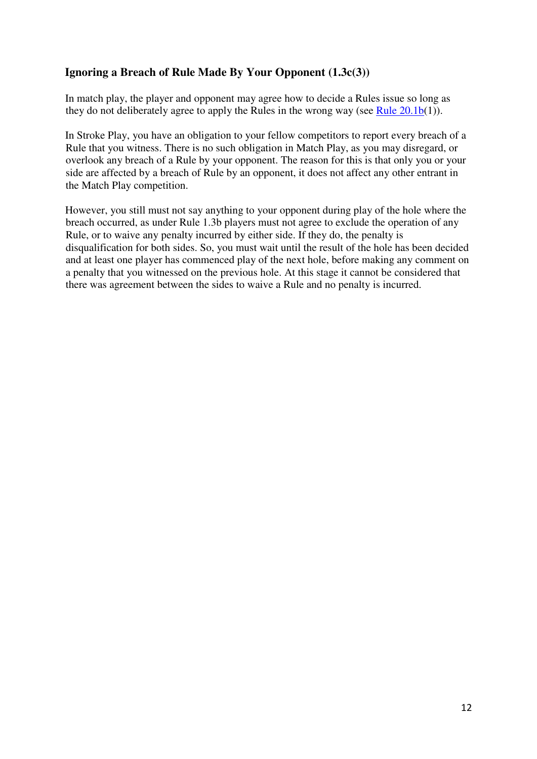### Ignoring a Breach of Rule Made By Your Opponent (1.3c(3))

In match play, the player and opponent may agree how to decide a Rules issue so long as they do not deliberately agree to apply the Rules in the wrong way (see Rule 20.1b(1)).

In Stroke Play, you have an obligation to your fellow competitors to report every breach of a Rule that you witness. There is no such obligation in Match Play, as you may disregard, or overlook any breach of a Rule by your opponent. The reason for this is that only you or your side are affected by a breach of Rule by an opponent, it does not affect any other entrant in the Match Play competition.

However, you still must not say anything to your opponent during play of the hole where the breach occurred, as under Rule 1.3b players must not agree to exclude the operation of any Rule, or to waive any penalty incurred by either side. If they do, the penalty is disqualification for both sides. So, you must wait until the result of the hole has been decided and at least one player has commenced play of the next hole, before making any comment on a penalty that you witnessed on the previous hole. At this stage it cannot be considered that there was agreement between the sides to waive a Rule and no penalty is incurred.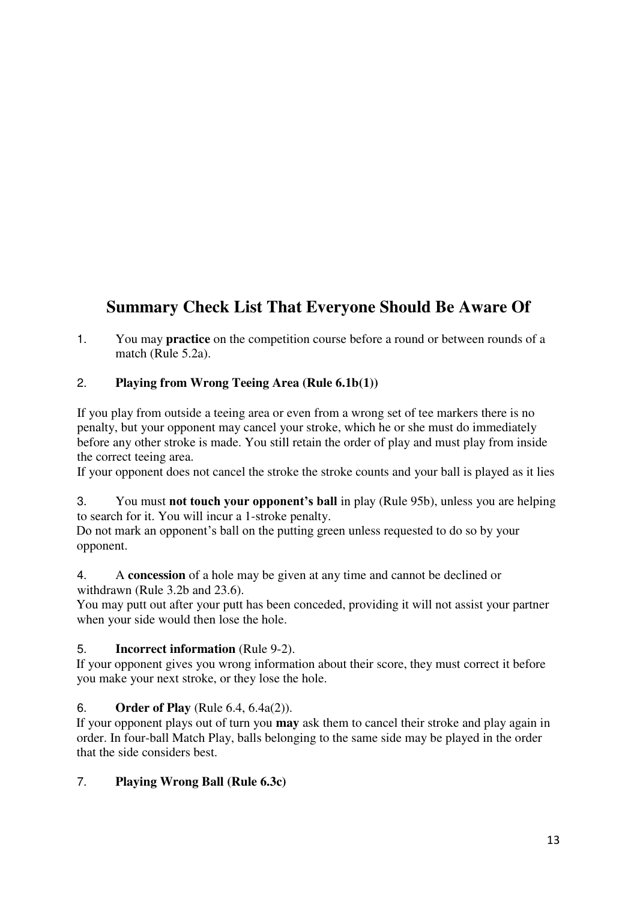## Summary Check List That Everyone Should Be Aware Of

1. You may **practice** on the competition course before a round or between rounds of a match (Rule 5.2a).

2. **Playing from Wrong Teeing Area (Rule 6.1b(1))**

If you play from outside a teeing area or even from a wrong set of tee markers there is no penalty, but your opponent may cancel your stroke, which he or she must do immediately before any other stroke is made. You still retain the order of play and must play from inside the correct teeing area.
If your opponent does not cancel the stroke the stroke counts and your ball is played as it lies

3. You must **not touch your opponent's ball** in play (Rule 95b), unless you are helping to search for it. You will incur a 1-stroke penalty.
Do not mark an opponent's ball on the putting green unless requested to do so by your opponent.

4. A **concession** of a hole may be given at any time and cannot be declined or withdrawn (Rule 3.2b and 23.6).
You may putt out after your putt has been conceded, providing it will not assist your partner when your side would then lose the hole.

5. **Incorrect information** (Rule 9-2).
If your opponent gives you wrong information about their score, they must correct it before you make your next stroke, or they lose the hole.

6. **Order of Play** (Rule 6.4, 6.4a(2)).
If your opponent plays out of turn you **may** ask them to cancel their stroke and play again in order. In four-ball Match Play, balls belonging to the same side may be played in the order that the side considers best.

7. **Playing Wrong Ball (Rule 6.3c)**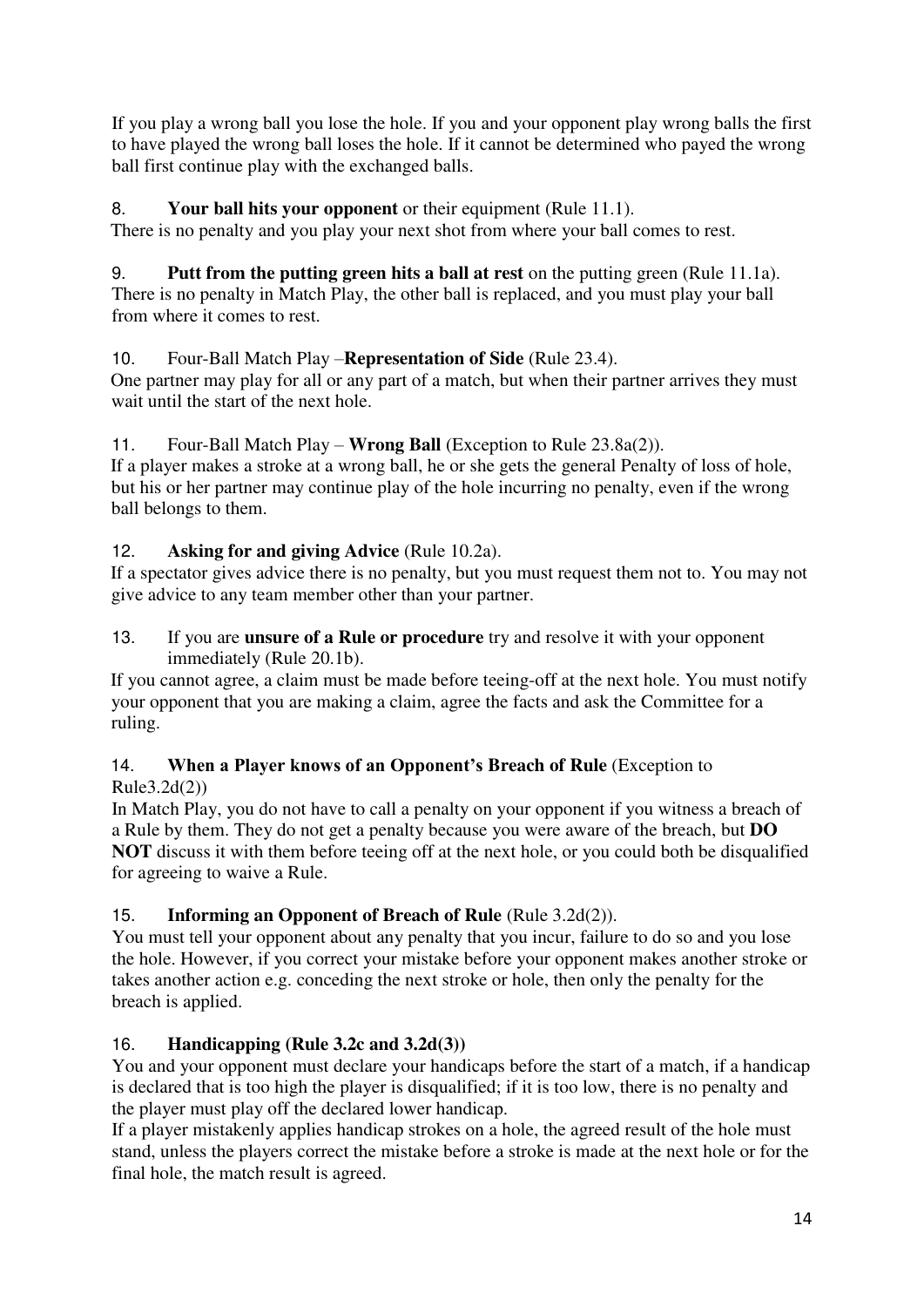If you play a wrong ball you lose the hole. If you and your opponent play wrong balls the first to have played the wrong ball loses the hole. If it cannot be determined who payed the wrong ball first continue play with the exchanged balls.

8. **Your ball hits your opponent** or their equipment (Rule 11.1).
There is no penalty and you play your next shot from where your ball comes to rest.

9. **Putt from the putting green hits a ball at rest** on the putting green (Rule 11.1a).
There is no penalty in Match Play, the other ball is replaced, and you must play your ball from where it comes to rest.

10. Four-Ball Match Play –**Representation of Side** (Rule 23.4).
One partner may play for all or any part of a match, but when their partner arrives they must wait until the start of the next hole.

11. Four-Ball Match Play – **Wrong Ball** (Exception to Rule 23.8a(2)).
If a player makes a stroke at a wrong ball, he or she gets the general Penalty of loss of hole, but his or her partner may continue play of the hole incurring no penalty, even if the wrong ball belongs to them.

12. **Asking for and giving Advice** (Rule 10.2a).
If a spectator gives advice there is no penalty, but you must request them not to. You may not give advice to any team member other than your partner.

13. If you are **unsure of a Rule or procedure** try and resolve it with your opponent immediately (Rule 20.1b).
If you cannot agree, a claim must be made before teeing-off at the next hole. You must notify your opponent that you are making a claim, agree the facts and ask the Committee for a ruling.

14. **When a Player knows of an Opponent's Breach of Rule** (Exception to Rule3.2d(2))
In Match Play, you do not have to call a penalty on your opponent if you witness a breach of a Rule by them. They do not get a penalty because you were aware of the breach, but **DO NOT** discuss it with them before teeing off at the next hole, or you could both be disqualified for agreeing to waive a Rule.

15. **Informing an Opponent of Breach of Rule** (Rule 3.2d(2)).
You must tell your opponent about any penalty that you incur, failure to do so and you lose the hole. However, if you correct your mistake before your opponent makes another stroke or takes another action e.g. conceding the next stroke or hole, then only the penalty for the breach is applied.

16. **Handicapping (Rule 3.2c and 3.2d(3))**
You and your opponent must declare your handicaps before the start of a match, if a handicap is declared that is too high the player is disqualified; if it is too low, there is no penalty and the player must play off the declared lower handicap.
If a player mistakenly applies handicap strokes on a hole, the agreed result of the hole must stand, unless the players correct the mistake before a stroke is made at the next hole or for the final hole, the match result is agreed.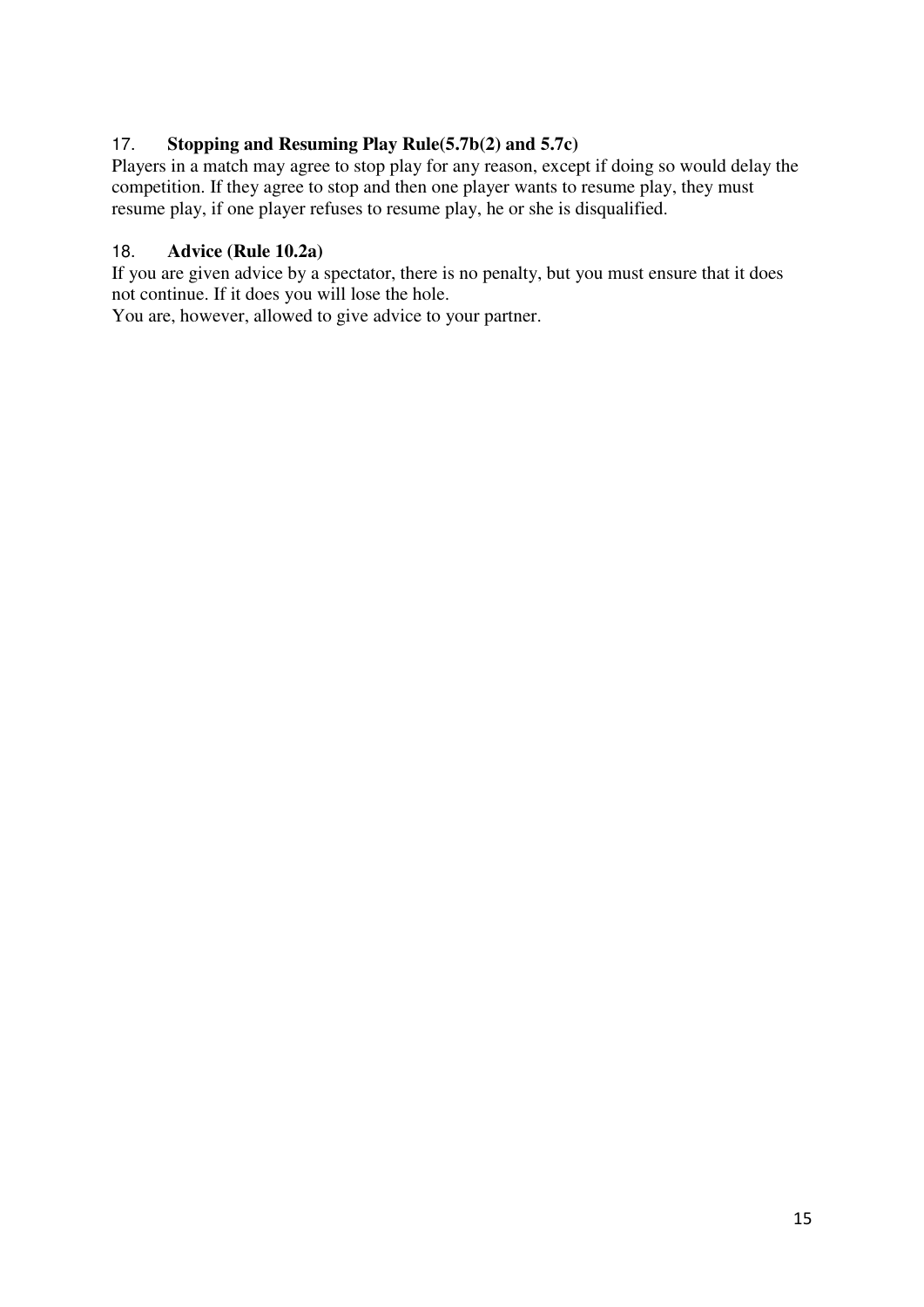## 17. Stopping and Resuming Play Rule(5.7b(2) and 5.7c)

Players in a match may agree to stop play for any reason, except if doing so would delay the competition. If they agree to stop and then one player wants to resume play, they must resume play, if one player refuses to resume play, he or she is disqualified.

## 18. Advice (Rule 10.2a)

If you are given advice by a spectator, there is no penalty, but you must ensure that it does not continue. If it does you will lose the hole.

You are, however, allowed to give advice to your partner.